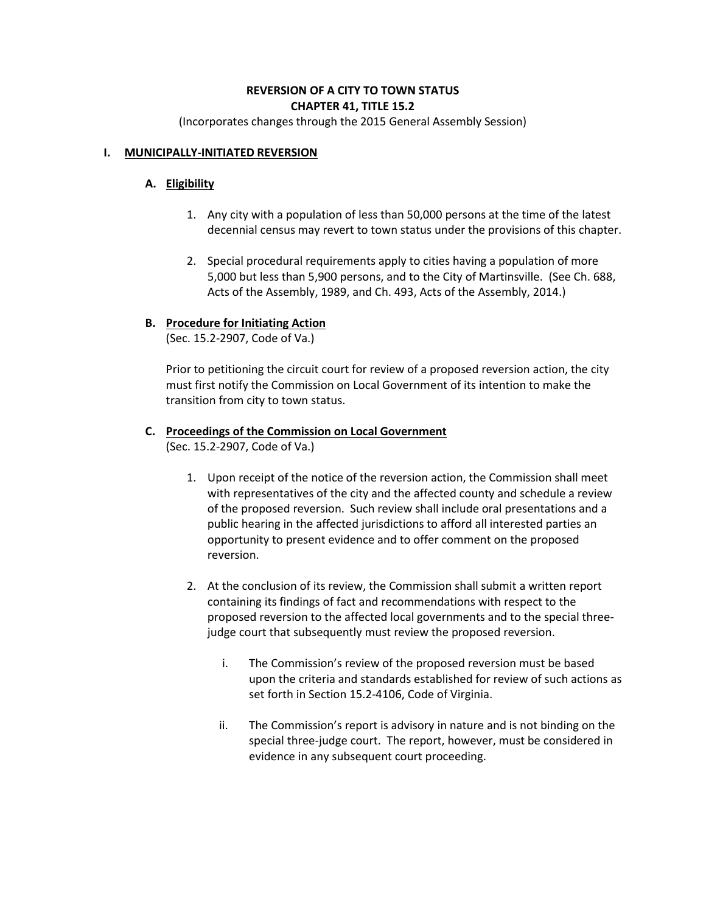# REVERSION OF A CITY TO TOWN STATUS
# CHAPTER 41, TITLE 15.2

(Incorporates changes through the 2015 General Assembly Session)

## I. MUNICIPALLY-INITIATED REVERSION

### A. Eligibility

1. Any city with a population of less than 50,000 persons at the time of the latest decennial census may revert to town status under the provisions of this chapter.

2. Special procedural requirements apply to cities having a population of more 5,000 but less than 5,900 persons, and to the City of Martinsville. (See Ch. 688, Acts of the Assembly, 1989, and Ch. 493, Acts of the Assembly, 2014.)

### B. Procedure for Initiating Action

(Sec. 15.2-2907, Code of Va.)

Prior to petitioning the circuit court for review of a proposed reversion action, the city must first notify the Commission on Local Government of its intention to make the transition from city to town status.

### C. Proceedings of the Commission on Local Government

(Sec. 15.2-2907, Code of Va.)

1. Upon receipt of the notice of the reversion action, the Commission shall meet with representatives of the city and the affected county and schedule a review of the proposed reversion. Such review shall include oral presentations and a public hearing in the affected jurisdictions to afford all interested parties an opportunity to present evidence and to offer comment on the proposed reversion.

2. At the conclusion of its review, the Commission shall submit a written report containing its findings of fact and recommendations with respect to the proposed reversion to the affected local governments and to the special three-judge court that subsequently must review the proposed reversion.

   i. The Commission's review of the proposed reversion must be based upon the criteria and standards established for review of such actions as set forth in Section 15.2-4106, Code of Virginia.

   ii. The Commission's report is advisory in nature and is not binding on the special three-judge court. The report, however, must be considered in evidence in any subsequent court proceeding.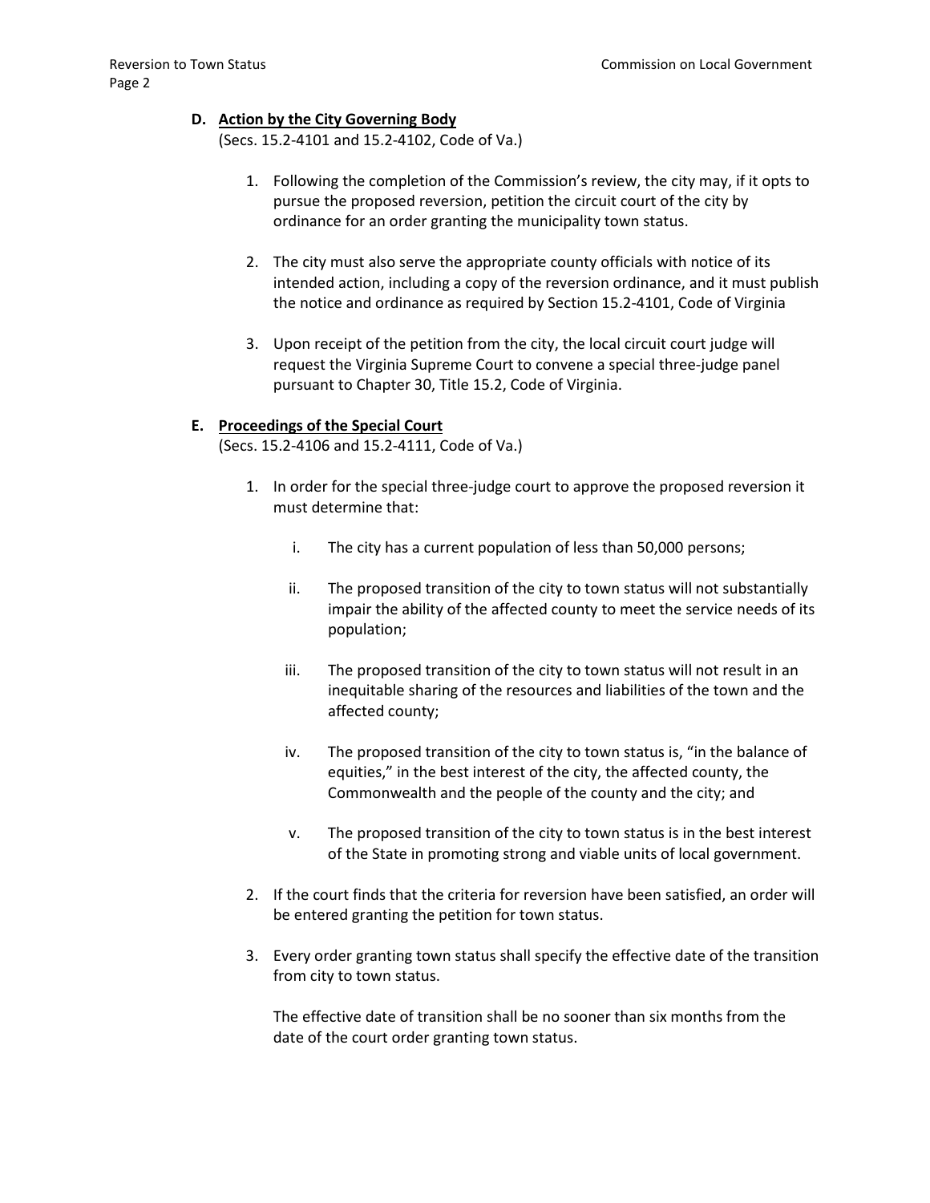**D. <u>Action by the City Governing Body</u>**

(Secs. 15.2-4101 and 15.2-4102, Code of Va.)

1. Following the completion of the Commission's review, the city may, if it opts to pursue the proposed reversion, petition the circuit court of the city by ordinance for an order granting the municipality town status.

2. The city must also serve the appropriate county officials with notice of its intended action, including a copy of the reversion ordinance, and it must publish the notice and ordinance as required by Section 15.2-4101, Code of Virginia

3. Upon receipt of the petition from the city, the local circuit court judge will request the Virginia Supreme Court to convene a special three-judge panel pursuant to Chapter 30, Title 15.2, Code of Virginia.

**E. <u>Proceedings of the Special Court</u>**

(Secs. 15.2-4106 and 15.2-4111, Code of Va.)

1. In order for the special three-judge court to approve the proposed reversion it must determine that:

   i. The city has a current population of less than 50,000 persons;

   ii. The proposed transition of the city to town status will not substantially impair the ability of the affected county to meet the service needs of its population;

   iii. The proposed transition of the city to town status will not result in an inequitable sharing of the resources and liabilities of the town and the affected county;

   iv. The proposed transition of the city to town status is, "in the balance of equities," in the best interest of the city, the affected county, the Commonwealth and the people of the county and the city; and

   v. The proposed transition of the city to town status is in the best interest of the State in promoting strong and viable units of local government.

2. If the court finds that the criteria for reversion have been satisfied, an order will be entered granting the petition for town status.

3. Every order granting town status shall specify the effective date of the transition from city to town status.

   The effective date of transition shall be no sooner than six months from the date of the court order granting town status.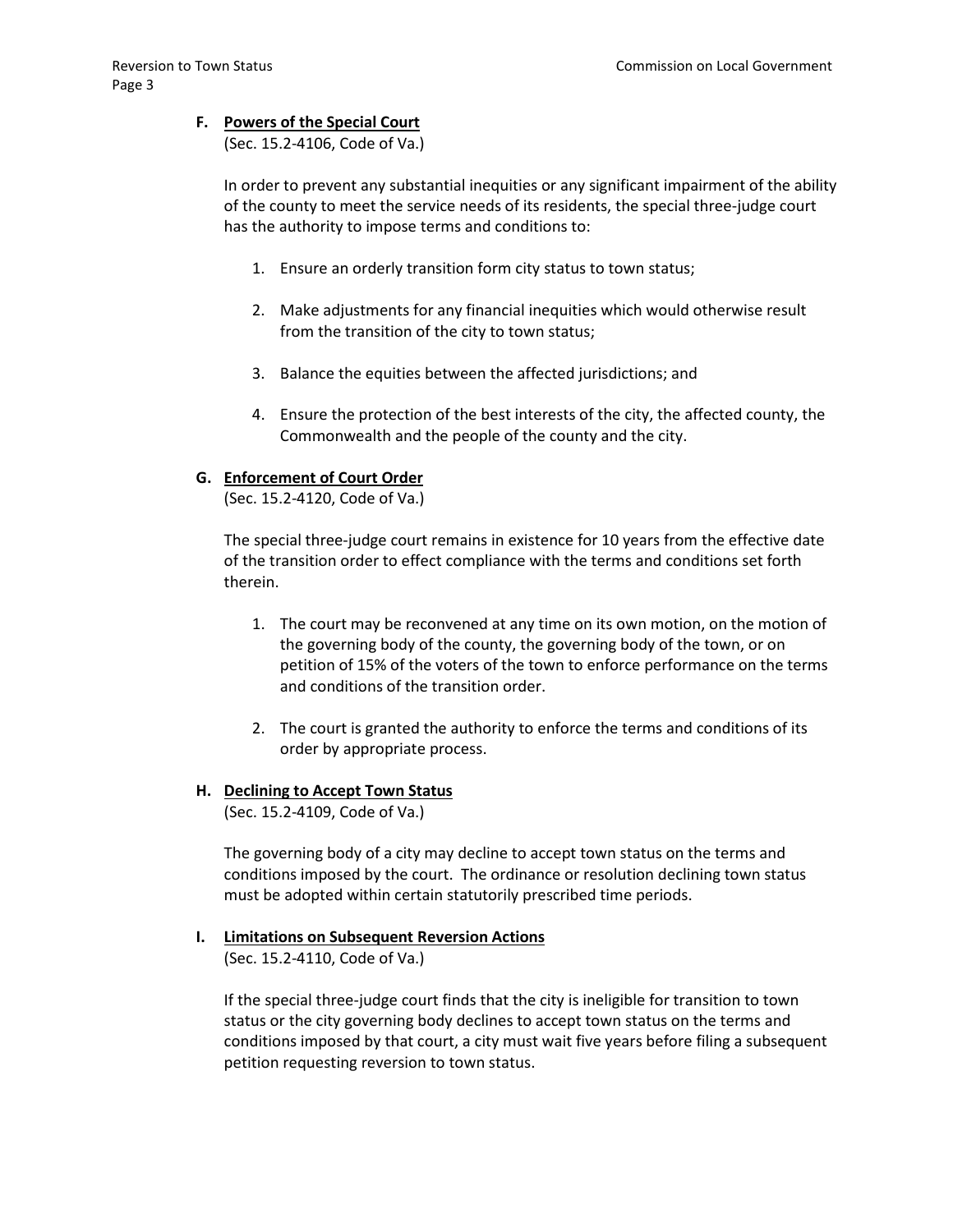**F. Powers of the Special Court**

(Sec. 15.2-4106, Code of Va.)

In order to prevent any substantial inequities or any significant impairment of the ability of the county to meet the service needs of its residents, the special three-judge court has the authority to impose terms and conditions to:

1. Ensure an orderly transition form city status to town status;
2. Make adjustments for any financial inequities which would otherwise result from the transition of the city to town status;
3. Balance the equities between the affected jurisdictions; and
4. Ensure the protection of the best interests of the city, the affected county, the Commonwealth and the people of the county and the city.

**G. Enforcement of Court Order**

(Sec. 15.2-4120, Code of Va.)

The special three-judge court remains in existence for 10 years from the effective date of the transition order to effect compliance with the terms and conditions set forth therein.

1. The court may be reconvened at any time on its own motion, on the motion of the governing body of the county, the governing body of the town, or on petition of 15% of the voters of the town to enforce performance on the terms and conditions of the transition order.
2. The court is granted the authority to enforce the terms and conditions of its order by appropriate process.

**H. Declining to Accept Town Status**

(Sec. 15.2-4109, Code of Va.)

The governing body of a city may decline to accept town status on the terms and conditions imposed by the court. The ordinance or resolution declining town status must be adopted within certain statutorily prescribed time periods.

**I. Limitations on Subsequent Reversion Actions**

(Sec. 15.2-4110, Code of Va.)

If the special three-judge court finds that the city is ineligible for transition to town status or the city governing body declines to accept town status on the terms and conditions imposed by that court, a city must wait five years before filing a subsequent petition requesting reversion to town status.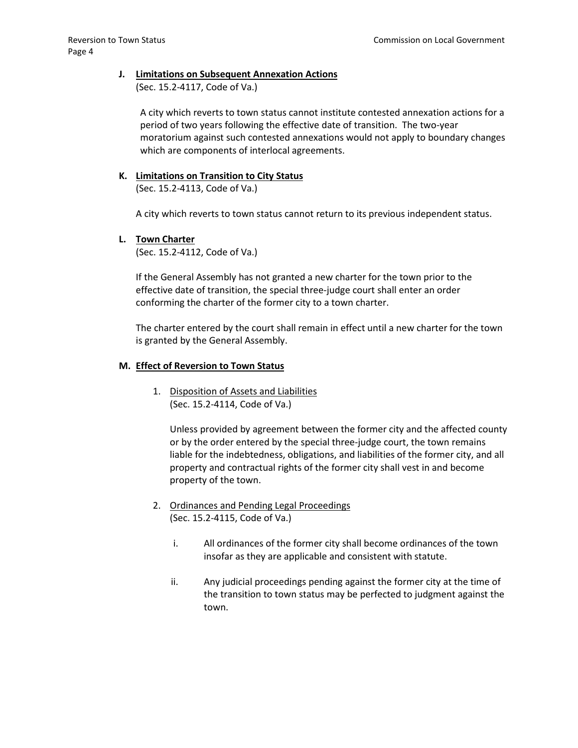**J. Limitations on Subsequent Annexation Actions**
(Sec. 15.2-4117, Code of Va.)

A city which reverts to town status cannot institute contested annexation actions for a period of two years following the effective date of transition. The two-year moratorium against such contested annexations would not apply to boundary changes which are components of interlocal agreements.

**K. Limitations on Transition to City Status**
(Sec. 15.2-4113, Code of Va.)

A city which reverts to town status cannot return to its previous independent status.

**L. Town Charter**
(Sec. 15.2-4112, Code of Va.)

If the General Assembly has not granted a new charter for the town prior to the effective date of transition, the special three-judge court shall enter an order conforming the charter of the former city to a town charter.

The charter entered by the court shall remain in effect until a new charter for the town is granted by the General Assembly.

**M. Effect of Reversion to Town Status**

1. Disposition of Assets and Liabilities
(Sec. 15.2-4114, Code of Va.)

   Unless provided by agreement between the former city and the affected county or by the order entered by the special three-judge court, the town remains liable for the indebtedness, obligations, and liabilities of the former city, and all property and contractual rights of the former city shall vest in and become property of the town.

2. Ordinances and Pending Legal Proceedings
(Sec. 15.2-4115, Code of Va.)

   i. All ordinances of the former city shall become ordinances of the town insofar as they are applicable and consistent with statute.

   ii. Any judicial proceedings pending against the former city at the time of the transition to town status may be perfected to judgment against the town.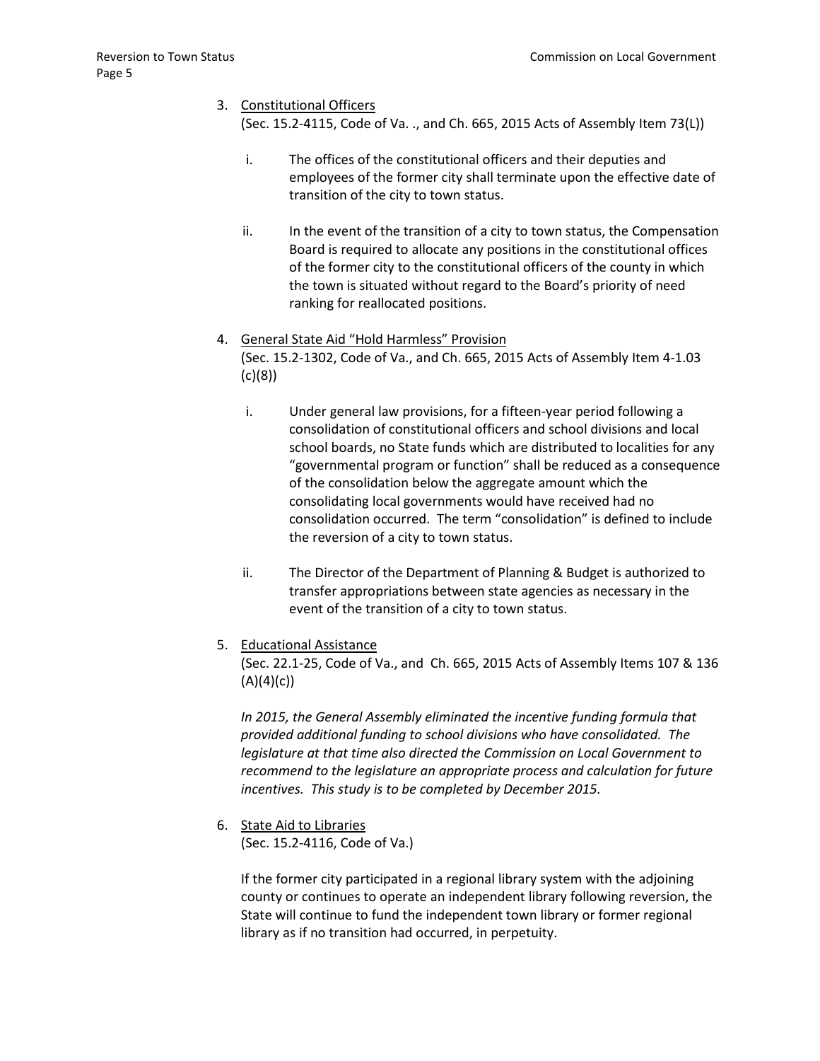3. <u>Constitutional Officers</u>
   (Sec. 15.2-4115, Code of Va. ., and Ch. 665, 2015 Acts of Assembly Item 73(L))

   i. The offices of the constitutional officers and their deputies and employees of the former city shall terminate upon the effective date of transition of the city to town status.

   ii. In the event of the transition of a city to town status, the Compensation Board is required to allocate any positions in the constitutional offices of the former city to the constitutional officers of the county in which the town is situated without regard to the Board's priority of need ranking for reallocated positions.

4. <u>General State Aid "Hold Harmless" Provision</u>
   (Sec. 15.2-1302, Code of Va., and Ch. 665, 2015 Acts of Assembly Item 4-1.03 (c)(8))

   i. Under general law provisions, for a fifteen-year period following a consolidation of constitutional officers and school divisions and local school boards, no State funds which are distributed to localities for any "governmental program or function" shall be reduced as a consequence of the consolidation below the aggregate amount which the consolidating local governments would have received had no consolidation occurred. The term "consolidation" is defined to include the reversion of a city to town status.

   ii. The Director of the Department of Planning & Budget is authorized to transfer appropriations between state agencies as necessary in the event of the transition of a city to town status.

5. <u>Educational Assistance</u>
   (Sec. 22.1-25, Code of Va., and Ch. 665, 2015 Acts of Assembly Items 107 & 136 (A)(4)(c))

   *In 2015, the General Assembly eliminated the incentive funding formula that provided additional funding to school divisions who have consolidated. The legislature at that time also directed the Commission on Local Government to recommend to the legislature an appropriate process and calculation for future incentives. This study is to be completed by December 2015.*

6. <u>State Aid to Libraries</u>
   (Sec. 15.2-4116, Code of Va.)

   If the former city participated in a regional library system with the adjoining county or continues to operate an independent library following reversion, the State will continue to fund the independent town library or former regional library as if no transition had occurred, in perpetuity.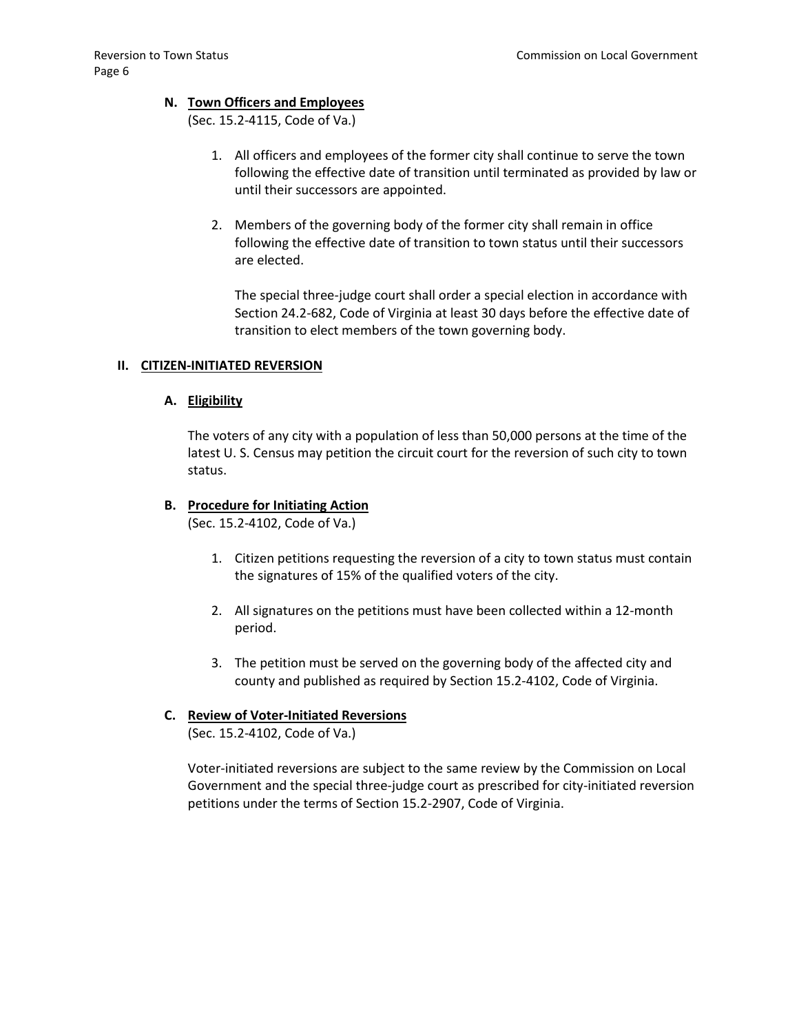### N. Town Officers and Employees

(Sec. 15.2-4115, Code of Va.)

1. All officers and employees of the former city shall continue to serve the town following the effective date of transition until terminated as provided by law or until their successors are appointed.

2. Members of the governing body of the former city shall remain in office following the effective date of transition to town status until their successors are elected.

   The special three-judge court shall order a special election in accordance with Section 24.2-682, Code of Virginia at least 30 days before the effective date of transition to elect members of the town governing body.

## II. CITIZEN-INITIATED REVERSION

### A. Eligibility

The voters of any city with a population of less than 50,000 persons at the time of the latest U. S. Census may petition the circuit court for the reversion of such city to town status.

### B. Procedure for Initiating Action

(Sec. 15.2-4102, Code of Va.)

1. Citizen petitions requesting the reversion of a city to town status must contain the signatures of 15% of the qualified voters of the city.

2. All signatures on the petitions must have been collected within a 12-month period.

3. The petition must be served on the governing body of the affected city and county and published as required by Section 15.2-4102, Code of Virginia.

### C. Review of Voter-Initiated Reversions

(Sec. 15.2-4102, Code of Va.)

Voter-initiated reversions are subject to the same review by the Commission on Local Government and the special three-judge court as prescribed for city-initiated reversion petitions under the terms of Section 15.2-2907, Code of Virginia.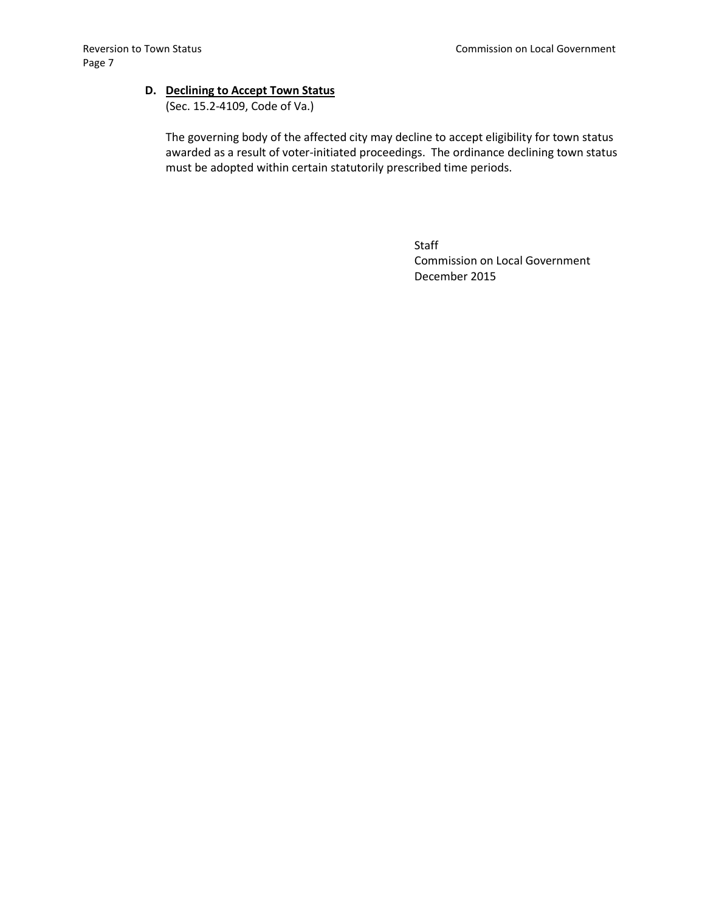**D. <u>Declining to Accept Town Status</u>**

(Sec. 15.2-4109, Code of Va.)

The governing body of the affected city may decline to accept eligibility for town status awarded as a result of voter-initiated proceedings. The ordinance declining town status must be adopted within certain statutorily prescribed time periods.

Staff
Commission on Local Government
December 2015